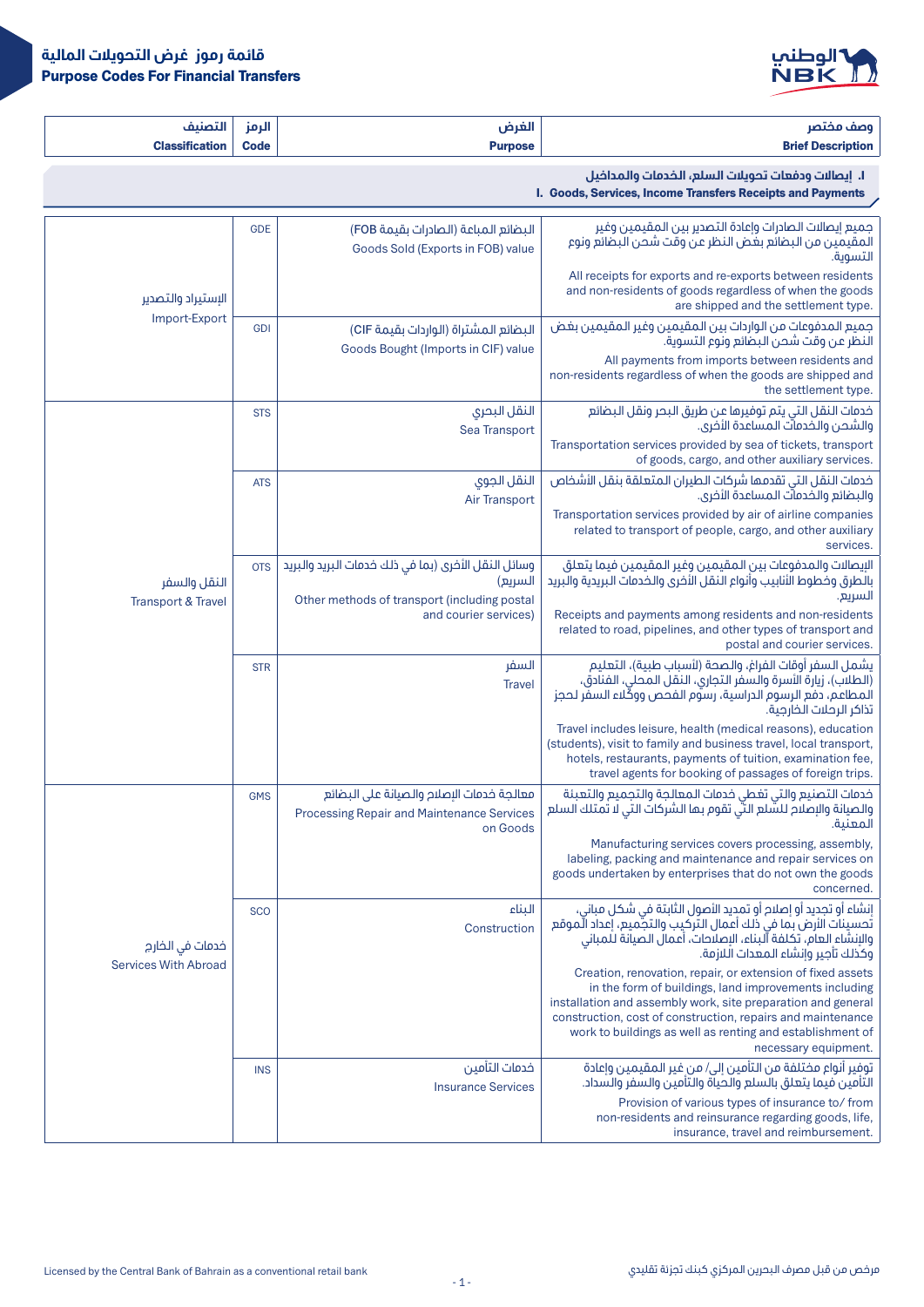# قائمة رموز غرض التحويلات المالية
# Purpose Codes For Financial Transfers

| التصنيف<br>Classification | الرمز<br>Code | الغرض<br>Purpose | وصف مختصر<br>Brief Description |
|---|---|---|---|
| | | | **I. إيصالات ودفعات تحويلات السلع، الخدمات والمداخيل**<br>**I. Goods, Services, Income Transfers Receipts and Payments** |
| الإستيراد والتصدير<br>Import-Export | GDE | البضائع المباعة (الصادرات بقيمة FOB)<br>Goods Sold (Exports in FOB) value | جميع إيصالات الصادرات وإعادة التصدير بين المقيمين وغير المقيمين من البضائع بغض النظر عن وقت شحن البضائع ونوع التسوية.<br>All receipts for exports and re-exports between residents and non-residents of goods regardless of when the goods are shipped and the settlement type. |
| | GDI | البضائع المشتراة (الواردات بقيمة CIF)<br>Goods Bought (Imports in CIF) value | جميع المدفوعات من الواردات بين المقيمين وغير المقيمين بغض النظر عن وقت شحن البضائع ونوع التسوية.<br>All payments from imports between residents and non-residents regardless of when the goods are shipped and the settlement type. |
| النقل والسفر<br>Transport & Travel | STS | النقل البحري<br>Sea Transport | خدمات النقل التي يتم توفيرها عن طريق البحر ونقل البضائع والشحن والخدمات المساعدة الأخرى.<br>Transportation services provided by sea of tickets, transport of goods, cargo, and other auxiliary services. |
| | ATS | النقل الجوي<br>Air Transport | خدمات النقل التي تقدمها شركات الطيران المتعلقة بنقل الأشخاص والبضائع والخدمات المساعدة الأخرى.<br>Transportation services provided by air of airline companies related to transport of people, cargo, and other auxiliary services. |
| | OTS | وسائل النقل الأخرى (بما في ذلك خدمات البريد والبريد السريع)<br>Other methods of transport (including postal and courier services) | الإيصالات والمدفوعات بين المقيمين وغير المقيمين فيما يتعلق بالطرق وخطوط الأنابيب وأنواع النقل الأخرى والخدمات البريدية والبريد السريع.<br>Receipts and payments among residents and non-residents related to road, pipelines, and other types of transport and postal and courier services. |
| | STR | السفر<br>Travel | يشمل السفر أوقات الفراغ، والصحة (لأسباب طبية)، التعليم (الطلاب)، زيارة الأسرة والسفر التجاري، النقل المحلي، الفنادق، المطاعم، دفع الرسوم الدراسية، رسوم الفحص ووكلاء السفر لحجز تذاكر الرحلات الخارجية.<br>Travel includes leisure, health (medical reasons), education (students), visit to family and business travel, local transport, hotels, restaurants, payments of tuition, examination fee, travel agents for booking of passages of foreign trips. |
| خدمات في الخارج<br>Services With Abroad | GMS | معالجة خدمات الإصلاح والصيانة على البضائع<br>Processing Repair and Maintenance Services on Goods | خدمات التصنيع والتي تغطي خدمات المعالجة والتجميع والتعبئة والصيانة والإصلاح للسلع التي تقوم بها الشركات التي لا تمتلك السلع المعنية.<br>Manufacturing services covers processing, assembly, labeling, packing and maintenance and repair services on goods undertaken by enterprises that do not own the goods concerned. |
| | SCO | البناء<br>Construction | إنشاء أو تجديد أو إصلاح أو تمديد الأصول الثابتة في شكل مباني، تحسينات الأرض بما في ذلك أعمال التركيب والتجميع، إعداد الموقع والإنشاء العام، تكلفة البناء، الإصلاحات، أعمال الصيانة للمباني وكذلك تأجير وإنشاء المعدات اللازمة.<br>Creation, renovation, repair, or extension of fixed assets in the form of buildings, land improvements including installation and assembly work, site preparation and general construction, cost of construction, repairs and maintenance work to buildings as well as renting and establishment of necessary equipment. |
| | INS | خدمات التأمين<br>Insurance Services | توفير أنواع مختلفة من التأمين إلى/ من غير المقيمين وإعادة التأمين فيما يتعلق بالسلع والحياة والتأمين والسفر والسداد.<br>Provision of various types of insurance to/ from non-residents and reinsurance regarding goods, life, insurance, travel and reimbursement. |

Licensed by the Central Bank of Bahrain as a conventional retail bank

مرخص من قبل مصرف البحرين المركزي كبنك تجزئة تقليدي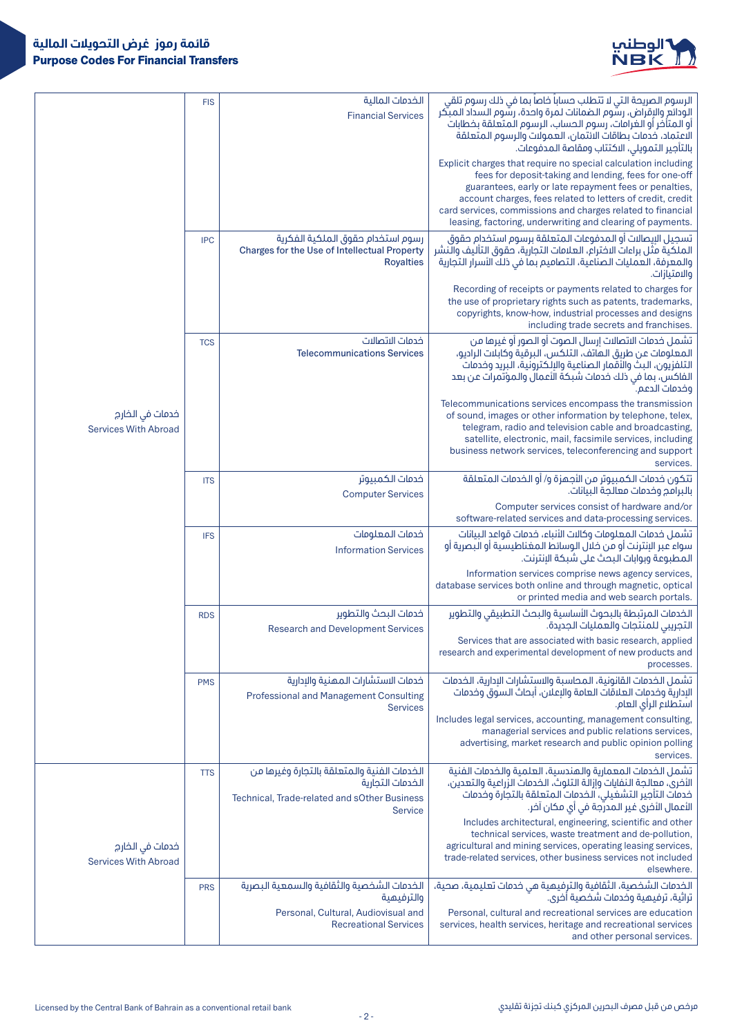| | | | |
|---|---|---|---|
| خدمات في الخارج<br>Services With Abroad | FIS | الخدمات المالية<br>Financial Services | الرسوم الصريحة التي لا تتطلب حساباً خاصاً بما في ذلك رسوم تلقي الودائع والإقراض، رسوم الضمانات لمرة واحدة، رسوم السداد المبكر أو المتأخر أو الغرامات، رسوم الحساب، الرسوم المتعلقة بخطابات الاعتماد، خدمات بطاقات الائتمان، العمولات والرسوم المتعلقة بالتأجير التمويلي، الاكتتاب ومقاصة المدفوعات.<br>Explicit charges that require no special calculation including fees for deposit-taking and lending, fees for one-off guarantees, early or late repayment fees or penalties, account charges, fees related to letters of credit, credit card services, commissions and charges related to financial leasing, factoring, underwriting and clearing of payments. |
| | IPC | رسوم استخدام حقوق الملكية الفكرية<br>Charges for the Use of Intellectual Property Royalties | تسجيل الإيصالات أو المدفوعات المتعلقة برسوم استخدام حقوق الملكية مثل براءات الاختراع، العلامات التجارية، حقوق التأليف والنشر والمعرفة، العمليات الصناعية، التصاميم بما في ذلك الأسرار التجارية والامتيازات.<br>Recording of receipts or payments related to charges for the use of proprietary rights such as patents, trademarks, copyrights, know-how, industrial processes and designs including trade secrets and franchises. |
| | TCS | خدمات الاتصالات<br>Telecommunications Services | تشمل خدمات الاتصالات إرسال الصوت أو الصور أو غيرها من المعلومات عن طريق الهاتف، التلكس، البرقية وكابلات الراديو، التلفزيون، البث والأقمار الصناعية والإلكترونية، البريد وخدمات الفاكس، بما في ذلك خدمات شبكة الأعمال والمؤتمرات عن بعد وخدمات الدعم.<br>Telecommunications services encompass the transmission of sound, images or other information by telephone, telex, telegram, radio and television cable and broadcasting, satellite, electronic, mail, facsimile services, including business network services, teleconferencing and support services. |
| | ITS | خدمات الكمبيوتر<br>Computer Services | تتكون خدمات الكمبيوتر من الأجهزة و/ أو الخدمات المتعلقة بالبرامج وخدمات معالجة البيانات.<br>Computer services consist of hardware and/or software-related services and data-processing services. |
| | IFS | خدمات المعلومات<br>Information Services | تشمل خدمات المعلومات وكالات الأنباء، خدمات قواعد البيانات سواء عبر الإنترنت أو من خلال الوسائط المغناطيسية أو البصرية أو المطبوعة وبوابات البحث على شبكة الإنترنت.<br>Information services comprise news agency services, database services both online and through magnetic, optical or printed media and web search portals. |
| | RDS | خدمات البحث والتطوير<br>Research and Development Services | الخدمات المرتبطة بالبحوث الأساسية والبحث التطبيقي والتطوير التجريبي للمنتجات والعمليات الجديدة.<br>Services that are associated with basic research, applied research and experimental development of new products and processes. |
| | PMS | خدمات الاستشارات المهنية والإدارية<br>Professional and Management Consulting Services | تشمل الخدمات القانونية، المحاسبة والاستشارات الإدارية، الخدمات الإدارية وخدمات العلاقات العامة والإعلان، أبحاث السوق وخدمات استطلاع الرأي العام.<br>Includes legal services, accounting, management consulting, managerial services and public relations services, advertising, market research and public opinion polling services. |
| خدمات في الخارج<br>Services With Abroad | TTS | الخدمات الفنية والمتعلقة بالتجارة وغيرها من الخدمات التجارية<br>Technical, Trade-related and sOther Business Service | تشمل الخدمات المعمارية والهندسية، العلمية والخدمات الفنية الأخرى، معالجة النفايات وإزالة التلوث، الخدمات الزراعية والتعدين، خدمات التأجير التشغيلي، الخدمات المتعلقة بالتجارة وخدمات الأعمال الأخرى غير المدرجة في أي مكان آخر.<br>Includes architectural, engineering, scientific and other technical services, waste treatment and de-pollution, agricultural and mining services, operating leasing services, trade-related services, other business services not included elsewhere. |
| | PRS | الخدمات الشخصية والثقافية والسمعية البصرية والترفيهية<br>Personal, Cultural, Audiovisual and Recreational Services | الخدمات الشخصية، الثقافية والترفيهية هي خدمات تعليمية، صحية، تراثية، ترفيهية وخدمات شخصية أخرى.<br>Personal, cultural and recreational services are education services, health services, heritage and recreational services and other personal services. |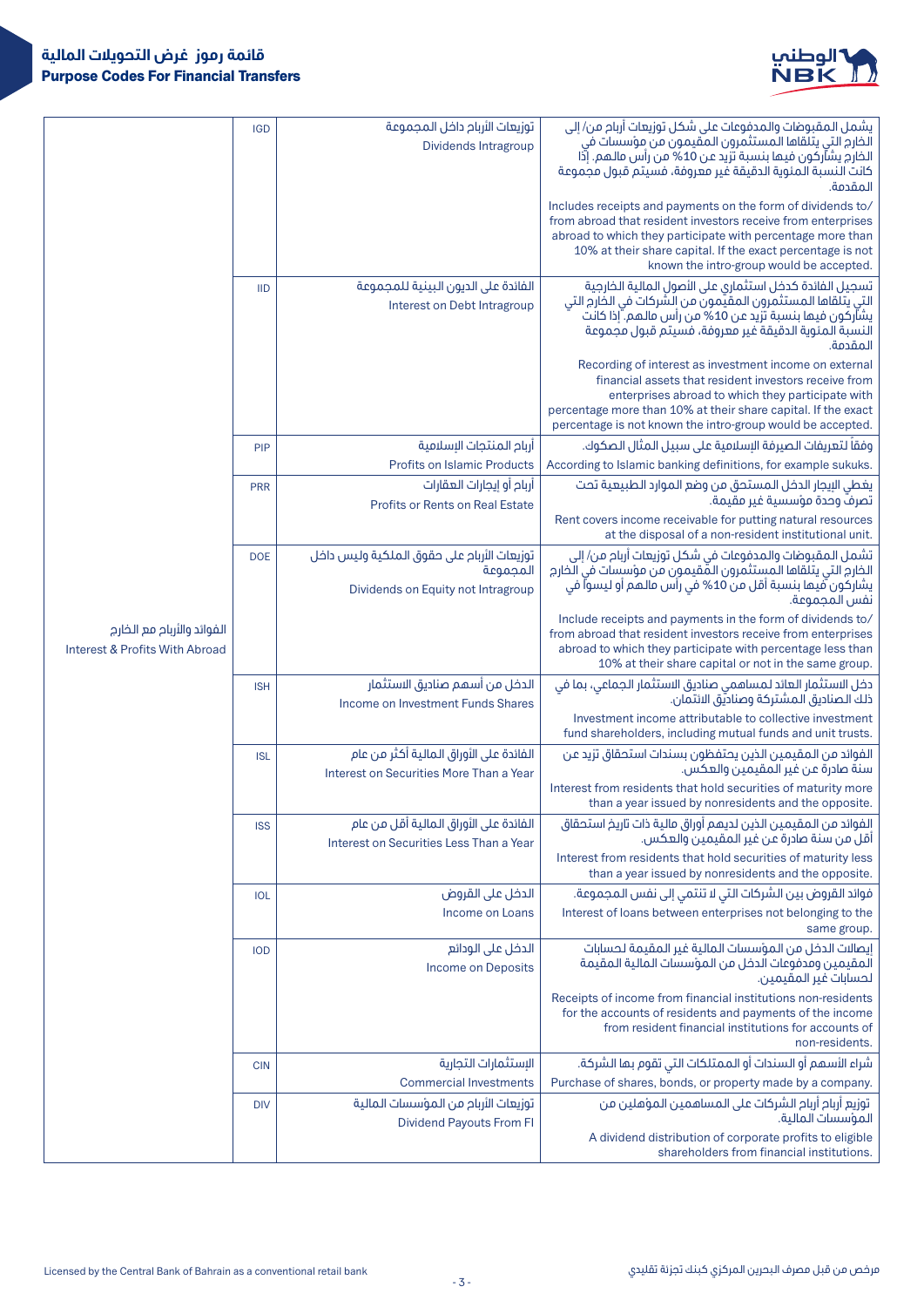# قائمة رموز غرض التحويلات المالية
# Purpose Codes For Financial Transfers

| | | | |
|---|---|---|---|
| الفوائد والأرباح مع الخارج<br>Interest & Profits With Abroad | IGD | توزيعات الأرباح داخل المجموعة<br>Dividends Intragroup | يشمل المقبوضات والمدفوعات على شكل توزيعات أرباح من/ إلى الخارج التي يتلقاها المستثمرون المقيمون من مؤسسات في الخارج يشاركون فيها بنسبة تزيد عن 10% من رأس مالهم. إذا كانت النسبة المئوية الدقيقة غير معروفة، فسيتم قبول مجموعة المقدمة.<br>Includes receipts and payments on the form of dividends to/ from abroad that resident investors receive from enterprises abroad to which they participate with percentage more than 10% at their share capital. If the exact percentage is not known the intro-group would be accepted. |
| | IID | الفائدة على الديون البينية للمجموعة<br>Interest on Debt Intragroup | تسجيل الفائدة كدخل استثماري على الأصول المالية الخارجية التي يتلقاها المستثمرون المقيمون من الشركات في الخارج التي يشاركون فيها بنسبة تزيد عن 10% من رأس مالهم. إذا كانت النسبة المئوية الدقيقة غير معروفة، فسيتم قبول مجموعة المقدمة.<br>Recording of interest as investment income on external financial assets that resident investors receive from enterprises abroad to which they participate with percentage more than 10% at their share capital. If the exact percentage is not known the intro-group would be accepted. |
| | PIP | أرباح المنتجات الإسلامية<br>Profits on Islamic Products | وفقاً لتعريفات الصيرفة الإسلامية على سبيل المثال الصكوك.<br>According to Islamic banking definitions, for example sukuks. |
| | PRR | أرباح أو إيجارات العقارات<br>Profits or Rents on Real Estate | يغطي الإيجار الدخل المستحق من وضع الموارد الطبيعية تحت تصرف وحدة مؤسسية غير مقيمة.<br>Rent covers income receivable for putting natural resources at the disposal of a non-resident institutional unit. |
| | DOE | توزيعات الأرباح على حقوق الملكية وليس داخل المجموعة<br>Dividends on Equity not Intragroup | تشمل المقبوضات والمدفوعات في شكل توزيعات أرباح من/ إلى الخارج التي يتلقاها المستثمرون المقيمون من مؤسسات في الخارج يشاركون فيها بنسبة أقل من 10% في رأس مالهم أو ليسوا في نفس المجموعة.<br>Include receipts and payments in the form of dividends to/ from abroad that resident investors receive from enterprises abroad to which they participate with percentage less than 10% at their share capital or not in the same group. |
| | ISH | الدخل من أسهم صناديق الاستثمار<br>Income on Investment Funds Shares | دخل الاستثمار العائد لمساهمي صناديق الاستثمار الجماعي، بما في ذلك الصناديق المشتركة وصناديق الائتمان.<br>Investment income attributable to collective investment fund shareholders, including mutual funds and unit trusts. |
| | ISL | الفائدة على الأوراق المالية أكثر من عام<br>Interest on Securities More Than a Year | الفوائد من المقيمين الذين يحتفظون بسندات استحقاق تزيد عن سنة صادرة عن غير المقيمين والعكس.<br>Interest from residents that hold securities of maturity more than a year issued by nonresidents and the opposite. |
| | ISS | الفائدة على الأوراق المالية أقل من عام<br>Interest on Securities Less Than a Year | الفوائد من المقيمين الذين لديهم أوراق مالية ذات تاريخ استحقاق أقل من سنة صادرة عن غير المقيمين والعكس.<br>Interest from residents that hold securities of maturity less than a year issued by nonresidents and the opposite. |
| | IOL | الدخل على القروض<br>Income on Loans | فوائد القروض بين الشركات التي لا تنتمي إلى نفس المجموعة.<br>Interest of loans between enterprises not belonging to the same group. |
| | IOD | الدخل على الودائع<br>Income on Deposits | إيصالات الدخل من المؤسسات المالية غير المقيمة لحسابات المقيمين ومدفوعات الدخل من المؤسسات المالية المقيمة لحسابات غير المقيمين.<br>Receipts of income from financial institutions non-residents for the accounts of residents and payments of the income from resident financial institutions for accounts of non-residents. |
| | CIN | الإستثمارات التجارية<br>Commercial Investments | شراء الأسهم أو السندات أو الممتلكات التي تقوم بها الشركة.<br>Purchase of shares, bonds, or property made by a company. |
| | DIV | توزيعات الأرباح من المؤسسات المالية<br>Dividend Payouts From FI | توزيع أرباح أرباح الشركات على المساهمين المؤهلين من المؤسسات المالية.<br>A dividend distribution of corporate profits to eligible shareholders from financial institutions. |

Licensed by the Central Bank of Bahrain as a conventional retail bank

مرخص من قبل مصرف البحرين المركزي كبنك تجزئة تقليدي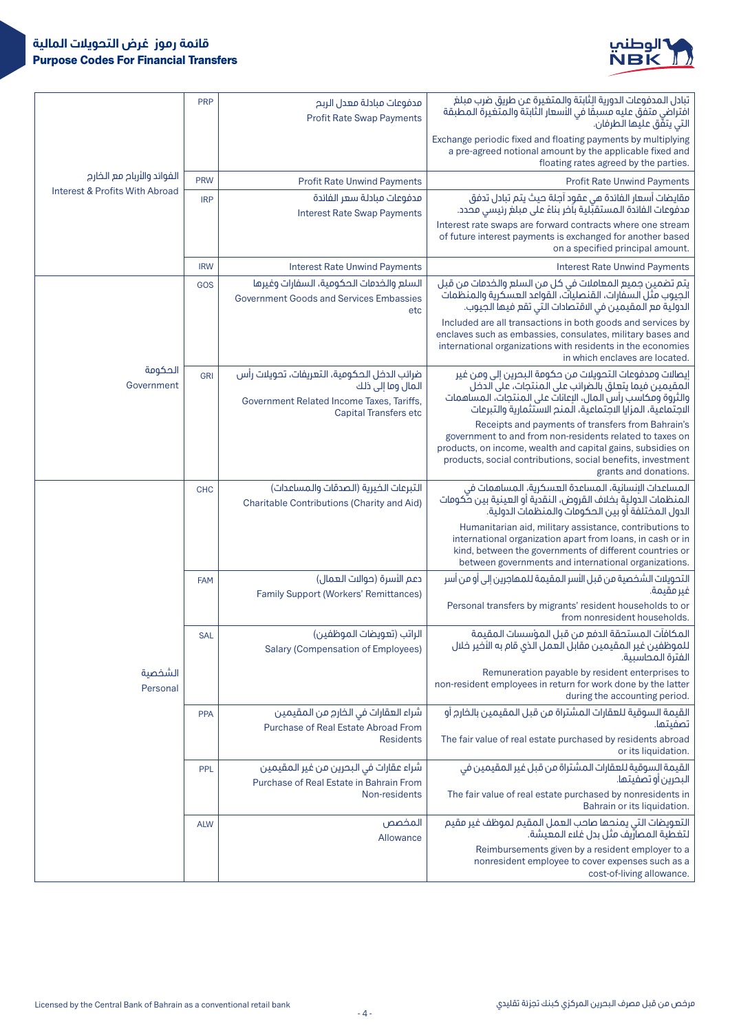| | | | |
|---|---|---|---|
| الفوائد والأرباح مع الخارج<br>Interest & Profits With Abroad | PRP | مدفوعات مبادلة معدل الربح<br>Profit Rate Swap Payments | تبادل المدفوعات الدورية الثابتة والمتغيرة عن طريق ضرب مبلغ افتراضي متفق عليه مسبقًا في الأسعار الثابتة والمتغيرة المطبقة التي يتفق عليها الطرفان.<br>Exchange periodic fixed and floating payments by multiplying a pre-agreed notional amount by the applicable fixed and floating rates agreed by the parties. |
| | PRW | Profit Rate Unwind Payments | Profit Rate Unwind Payments |
| | IRP | مدفوعات مبادلة سعر الفائدة<br>Interest Rate Swap Payments | مقايضات أسعار الفائدة هي عقود آجلة حيث يتم تبادل تدفق مدفوعات الفائدة المستقبلية بآخر بناءً على مبلغ رئيسي محدد.<br>Interest rate swaps are forward contracts where one stream of future interest payments is exchanged for another based on a specified principal amount. |
| | IRW | Interest Rate Unwind Payments | Interest Rate Unwind Payments |
| الحكومة<br>Government | GOS | السلع والخدمات الحكومية، السفارات وغيرها<br>Government Goods and Services Embassies etc | يتم تضمين جميع المعاملات في كل من السلع والخدمات من قبل الجيوب مثل السفارات، القنصليات، القواعد العسكرية والمنظمات الدولية مع المقيمين في الاقتصادات التي تقع فيها الجيوب.<br>Included are all transactions in both goods and services by enclaves such as embassies, consulates, military bases and international organizations with residents in the economies in which enclaves are located. |
| | GRI | ضرائب الدخل الحكومية، التعريفات، تحويلات رأس المال وما إلى ذلك<br>Government Related Income Taxes, Tariffs, Capital Transfers etc | إيصالات ومدفوعات التحويلات من حكومة البحرين إلى ومن غير المقيمين فيما يتعلق بالضرائب على المنتجات، على الدخل والثروة ومكاسب رأس المال، الإعانات على المنتجات، المساهمات الاجتماعية، المزايا الاجتماعية، المنح الاستثمارية والتبرعات<br>Receipts and payments of transfers from Bahrain's government to and from non-residents related to taxes on products, on income, wealth and capital gains, subsidies on products, social contributions, social benefits, investment grants and donations. |
| الشخصية<br>Personal | CHC | التبرعات الخيرية (الصدقات والمساعدات)<br>Charitable Contributions (Charity and Aid) | المساعدات الإنسانية، المساعدة العسكرية، المساهمات في المنظمات الدولية بخلاف القروض، النقدية أو العينية بين حكومات الدول المختلفة أو بين الحكومات والمنظمات الدولية.<br>Humanitarian aid, military assistance, contributions to international organization apart from loans, in cash or in kind, between the governments of different countries or between governments and international organizations. |
| | FAM | دعم الأسرة (حوالات العمال)<br>Family Support (Workers' Remittances) | التحويلات الشخصية من قبل الأسر المقيمة للمهاجرين إلى أو من أسر غير مقيمة.<br>Personal transfers by migrants' resident households to or from nonresident households. |
| | SAL | الراتب (تعويضات الموظفين)<br>Salary (Compensation of Employees) | المكافآت المستحقة الدفع من قبل المؤسسات المقيمة للموظفين غير المقيمين مقابل العمل الذي قام به الأخير خلال الفترة المحاسبية.<br>Remuneration payable by resident enterprises to non-resident employees in return for work done by the latter during the accounting period. |
| | PPA | شراء العقارات في الخارج من المقيمين<br>Purchase of Real Estate Abroad From Residents | القيمة السوقية للعقارات المشتراة من قبل المقيمين بالخارج أو تصفيتها.<br>The fair value of real estate purchased by residents abroad or its liquidation. |
| | PPL | شراء عقارات في البحرين من غير المقيمين<br>Purchase of Real Estate in Bahrain From Non-residents | القيمة السوقية للعقارات المشتراة من قبل غير المقيمين في البحرين أو تصفيتها.<br>The fair value of real estate purchased by nonresidents in Bahrain or its liquidation. |
| | ALW | المخصص<br>Allowance | التعويضات التي يمنحها صاحب العمل المقيم لموظف غير مقيم لتغطية المصاريف مثل بدل غلاء المعيشة.<br>Reimbursements given by a resident employer to a nonresident employee to cover expenses such as a cost-of-living allowance. |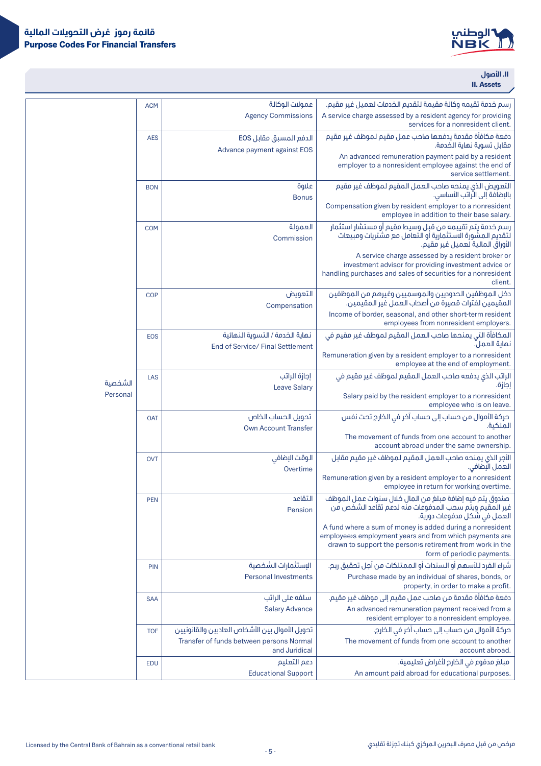## II. الأصول
## II. Assets

| Category | Code | Purpose | Description |
|---|---|---|---|
| الشخصية Personal | ACM | عمولات الوكالة<br>Agency Commissions | رسم خدمة تقيمه وكالة مقيمة لتقديم الخدمات لعميل غير مقيم.<br>A service charge assessed by a resident agency for providing services for a nonresident client. |
| | AES | الدفع المسبق مقابل EOS<br>Advance payment against EOS | دفعة مكافأة مقدمة يدفعها صاحب عمل مقيم لموظف غير مقيم مقابل تسوية نهاية الخدمة.<br>An advanced remuneration payment paid by a resident employer to a nonresident employee against the end of service settlement. |
| | BON | علاوة<br>Bonus | التعويض الذي يمنحه صاحب العمل المقيم لموظف غير مقيم بالإضافة إلى الراتب الأساسي.<br>Compensation given by resident employer to a nonresident employee in addition to their base salary. |
| | COM | العمولة<br>Commission | رسم خدمة يتم تقييمه من قبل وسيط مقيم أو مستشار استثمار لتقديم المشورة الاستثمارية أو التعامل مع مشتريات ومبيعات الأوراق المالية لعميل غير مقيم.<br>A service charge assessed by a resident broker or investment advisor for providing investment advice or handling purchases and sales of securities for a nonresident client. |
| | COP | التعويض<br>Compensation | دخل الموظفين الحدوديين والموسميين وغيرهم من الموظفين المقيمين لفترات قصيرة من أصحاب العمل غير المقيمين.<br>Income of border, seasonal, and other short-term resident employees from nonresident employers. |
| | EOS | نهاية الخدمة / التسوية النهائية<br>End of Service/ Final Settlement | المكافأة التي يمنحها صاحب العمل المقيم لموظف غير مقيم في نهاية العمل.<br>Remuneration given by a resident employer to a nonresident employee at the end of employment. |
| | LAS | إجازة الراتب<br>Leave Salary | الراتب الذي يدفعه صاحب العمل المقيم لموظف غير مقيم في إجازة.<br>Salary paid by the resident employer to a nonresident employee who is on leave. |
| | OAT | تحويل الحساب الخاص<br>Own Account Transfer | حركة الأموال من حساب إلى حساب آخر في الخارج تحت نفس الملكية.<br>The movement of funds from one account to another account abroad under the same ownership. |
| | OVT | الوقت الإضافي<br>Overtime | الأجر الذي يمنحه صاحب العمل المقيم لموظف غير مقيم مقابل العمل الإضافي.<br>Remuneration given by a resident employer to a nonresident employee in return for working overtime. |
| | PEN | التقاعد<br>Pension | صندوق يتم فيه إضافة مبلغ من المال خلال سنوات عمل الموظف غير المقيم ويتم سحب المدفوعات منه لدعم تقاعد الشخص من العمل في شكل مدفوعات دورية.<br>A fund where a sum of money is added during a nonresident employee›s employment years and from which payments are drawn to support the person›s retirement from work in the form of periodic payments. |
| | PIN | الإستثمارات الشخصية<br>Personal Investments | شراء الفرد للأسهم أو السندات أو الممتلكات من أجل تحقيق ربح.<br>Purchase made by an individual of shares, bonds, or property, in order to make a profit. |
| | SAA | سلفه على الراتب<br>Salary Advance | دفعة مكافأة مقدمة من صاحب عمل مقيم إلى موظف غير مقيم.<br>An advanced remuneration payment received from a resident employer to a nonresident employee. |
| | TOF | تحويل الأموال بين الأشخاص العاديين والقانونيين<br>Transfer of funds between persons Normal and Juridical | حركة الأموال من حساب إلى حساب آخر في الخارج.<br>The movement of funds from one account to another account abroad. |
| | EDU | دعم التعليم<br>Educational Support | مبلغ مدفوع في الخارج لأغراض تعليمية.<br>An amount paid abroad for educational purposes. |

Licensed by the Central Bank of Bahrain as a conventional retail bank

مرخص من قبل مصرف البحرين المركزي كبنك تجزئة تقليدي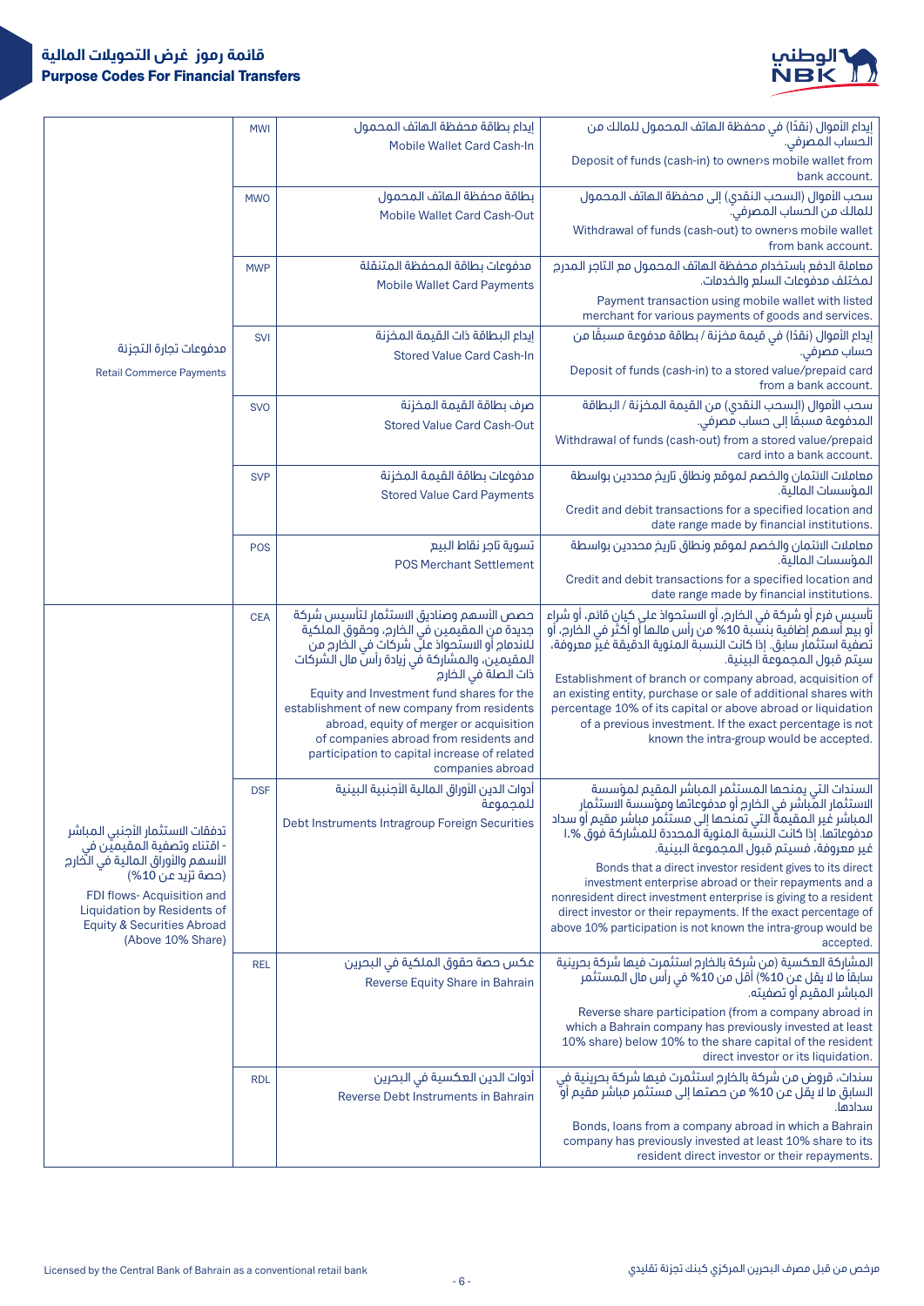# قائمة رموز غرض التحويلات المالية
# Purpose Codes For Financial Transfers

| Category | Code | Purpose | Description |
|---|---|---|---|
| مدفوعات تجارة التجزئة<br>Retail Commerce Payments | MWI | إيداع بطاقة محفظة الهاتف المحمول<br>Mobile Wallet Card Cash-In | إيداع الأموال (نقدًا) في محفظة الهاتف المحمول للمالك من الحساب المصرفي.<br>Deposit of funds (cash-in) to owner›s mobile wallet from bank account. |
| | MWO | بطاقة محفظة الهاتف المحمول<br>Mobile Wallet Card Cash-Out | سحب الأموال (السحب النقدي) إلى محفظة الهاتف المحمول للمالك من الحساب المصرفي.<br>Withdrawal of funds (cash-out) to owner›s mobile wallet from bank account. |
| | MWP | مدفوعات بطاقة المحفظة المتنقلة<br>Mobile Wallet Card Payments | معاملة الدفع باستخدام محفظة الهاتف المحمول مع التاجر المدرج لمختلف مدفوعات السلع والخدمات.<br>Payment transaction using mobile wallet with listed merchant for various payments of goods and services. |
| | SVI | إيداع البطاقة ذات القيمة المخزنة<br>Stored Value Card Cash-In | إيداع الأموال (نقدًا) في قيمة مخزنة / بطاقة مدفوعة مسبقًا من حساب مصرفي.<br>Deposit of funds (cash-in) to a stored value/prepaid card from a bank account. |
| | SVO | صرف بطاقة القيمة المخزنة<br>Stored Value Card Cash-Out | سحب الأموال (السحب النقدي) من القيمة المخزنة / البطاقة المدفوعة مسبقًا إلى حساب مصرفي.<br>Withdrawal of funds (cash-out) from a stored value/prepaid card into a bank account. |
| | SVP | مدفوعات بطاقة القيمة المخزنة<br>Stored Value Card Payments | معاملات الائتمان والخصم لموقع ونطاق تاريخ محددين بواسطة المؤسسات المالية.<br>Credit and debit transactions for a specified location and date range made by financial institutions. |
| | POS | تسوية تاجر نقاط البيع<br>POS Merchant Settlement | معاملات الائتمان والخصم لموقع ونطاق تاريخ محددين بواسطة المؤسسات المالية.<br>Credit and debit transactions for a specified location and date range made by financial institutions. |
| تدفقات الاستثمار الأجنبي المباشر - اقتناء وتصفية المقيمين في الأسهم والأوراق المالية في الخارج (حصة تزيد عن 10%)<br>FDI flows- Acquisition and Liquidation by Residents of Equity & Securities Abroad (Above 10% Share) | CEA | حصص الأسهم وصناديق الاستثمار لتأسيس شركة جديدة من المقيمين في الخارج، وحقوق الملكية للاندماج أو الاستحواذ على شركات في الخارج من المقيمين، والمشاركة في زيادة رأس مال الشركات ذات الصلة في الخارج<br>Equity and Investment fund shares for the establishment of new company from residents abroad, equity of merger or acquisition of companies abroad from residents and participation to capital increase of related companies abroad | تأسيس فرع أو شركة في الخارج، أو الاستحواذ على كيان قائم، أو شراء أو بيع أسهم إضافية بنسبة 10% من رأس مالها أو أكثر في الخارج، أو تصفية استثمار سابق. إذا كانت النسبة المئوية الدقيقة غير معروفة، سيتم قبول المجموعة البينية.<br>Establishment of branch or company abroad, acquisition of an existing entity, purchase or sale of additional shares with percentage 10% of its capital or above abroad or liquidation of a previous investment. If the exact percentage is not known the intra-group would be accepted. |
| | DSF | أدوات الدين الأوراق المالية الأجنبية البينية للمجموعة<br>Debt Instruments Intragroup Foreign Securities | السندات التي يمنحها المستثمر المباشر المقيم لمؤسسة الاستثمار المباشر في الخارج أو مدفوعاتها ومؤسسة الاستثمار المباشر غير المقيمة التي تمنحها إلى مستثمر مباشر مقيم أو سداد مدفوعاتها. إذا كانت النسبة المئوية المحددة للمشاركة فوق 10%. غير معروفة، فسيتم قبول المجموعة البينية.<br>Bonds that a direct investor resident gives to its direct investment enterprise abroad or their repayments and a nonresident direct investment enterprise is giving to a resident direct investor or their repayments. If the exact percentage of above 10% participation is not known the intra-group would be accepted. |
| | REL | عكس حصة حقوق الملكية في البحرين<br>Reverse Equity Share in Bahrain | المشاركة العكسية (من شركة بالخارج استثمرت فيها شركة بحرينية سابقًا ما لا يقل عن 10%) أقل من 10% في رأس مال المستثمر المباشر المقيم أو تصفيته.<br>Reverse share participation (from a company abroad in which a Bahrain company has previously invested at least 10% share) below 10% to the share capital of the resident direct investor or its liquidation. |
| | RDL | أدوات الدين العكسية في البحرين<br>Reverse Debt Instruments in Bahrain | سندات، قروض من شركة بالخارج استثمرت فيها شركة بحرينية في السابق ما لا يقل عن 10% من حصتها إلى مستثمر مباشر مقيم أو سدادها.<br>Bonds, loans from a company abroad in which a Bahrain company has previously invested at least 10% share to its resident direct investor or their repayments. |

Licensed by the Central Bank of Bahrain as a conventional retail bank

مرخص من قبل مصرف البحرين المركزي كبنك تجزئة تقليدي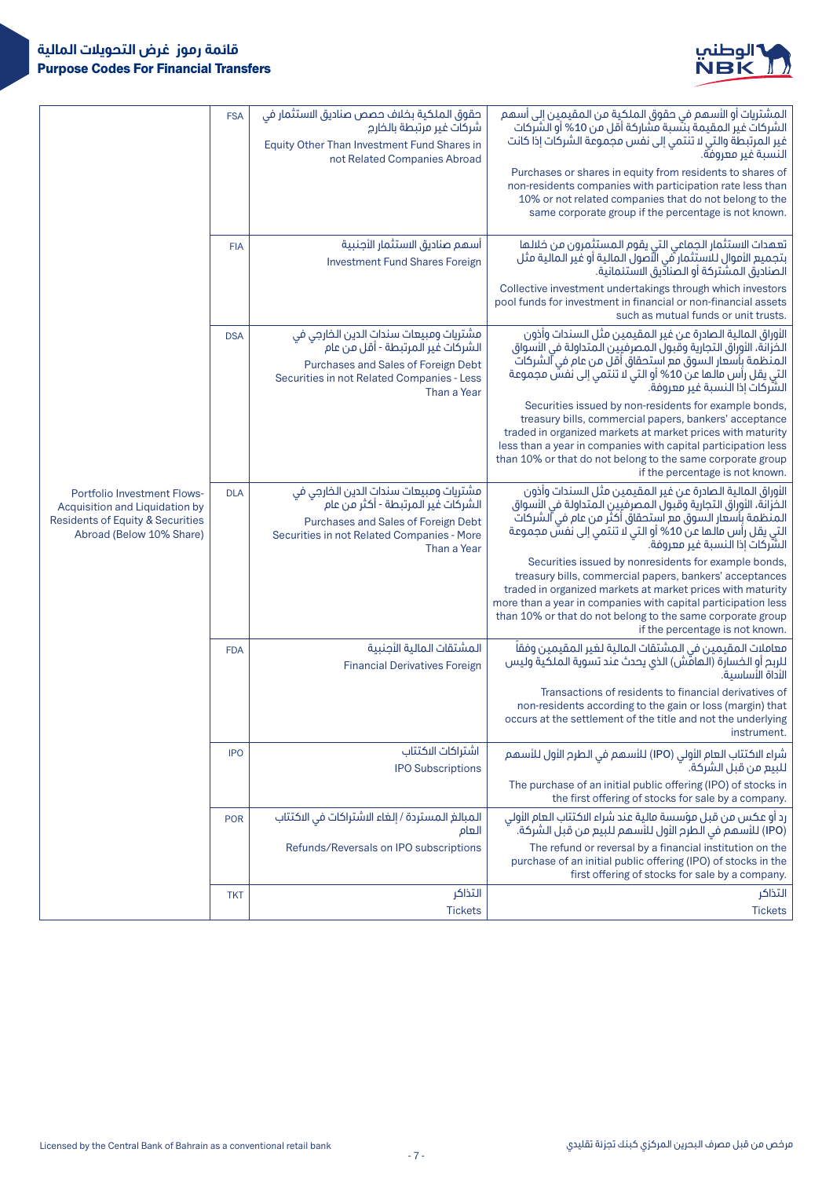| | | | |
|---|---|---|---|
| Portfolio Investment Flows-Acquisition and Liquidation by Residents of Equity & Securities Abroad (Below 10% Share) | FSA | حقوق الملكية بخلاف حصص صناديق الاستثمار في شركات غير مرتبطة بالخارج<br>Equity Other Than Investment Fund Shares in not Related Companies Abroad | المشتريات أو الأسهم في حقوق الملكية من المقيمين إلى أسهم الشركات غير المقيمة بنسبة مشاركة أقل من 10% أو الشركات غير المرتبطة والتي لا تنتمي إلى نفس مجموعة الشركات إذا كانت النسبة غير معروفة.<br>Purchases or shares in equity from residents to shares of non-residents companies with participation rate less than 10% or not related companies that do not belong to the same corporate group if the percentage is not known. |
| | FIA | أسهم صناديق الاستثمار الأجنبية<br>Investment Fund Shares Foreign | تعهدات الاستثمار الجماعي التي يقوم المستثمرون من خلالها بتجميع الأموال للاستثمار في الأصول المالية أو غير المالية مثل الصناديق المشتركة أو الصناديق الاستثمانية.<br>Collective investment undertakings through which investors pool funds for investment in financial or non-financial assets such as mutual funds or unit trusts. |
| | DSA | مشتريات ومبيعات سندات الدين الخارجي في الشركات غير المرتبطة - أقل من عام<br>Purchases and Sales of Foreign Debt Securities in not Related Companies - Less Than a Year | الأوراق المالية الصادرة عن غير المقيمين مثل السندات وأذون الخزانة، الأوراق التجارية وقبول المصرفيين المتداولة في الأسواق المنظمة بأسعار السوق مع استحقاق أقل من عام في الشركات التي يقل رأس مالها عن 10% أو التي لا تنتمي إلى نفس مجموعة الشركات إذا النسبة غير معروفة.<br>Securities issued by non-residents for example bonds, treasury bills, commercial papers, bankers' acceptance traded in organized markets at market prices with maturity less than a year in companies with capital participation less than 10% or that do not belong to the same corporate group if the percentage is not known. |
| | DLA | مشتريات ومبيعات سندات الدين الخارجي في الشركات غير المرتبطة - أكثر من عام<br>Purchases and Sales of Foreign Debt Securities in not Related Companies - More Than a Year | الأوراق المالية الصادرة عن غير المقيمين مثل السندات وأذون الخزانة، الأوراق التجارية وقبول المصرفيين المتداولة في الأسواق المنظمة بأسعار السوق مع استحقاق أكثر من عام في الشركات التي يقل رأس مالها عن 10% أو التي لا تنتمي إلى نفس مجموعة الشركات إذا النسبة غير معروفة.<br>Securities issued by nonresidents for example bonds, treasury bills, commercial papers, bankers' acceptances traded in organized markets at market prices with maturity more than a year in companies with capital participation less than 10% or that do not belong to the same corporate group if the percentage is not known. |
| | FDA | المشتقات المالية الأجنبية<br>Financial Derivatives Foreign | معاملات المقيمين في المشتقات المالية لغير المقيمين وفقاً للربح أو الخسارة (الهامش) الذي يحدث عند تسوية الملكية وليس الأداة الأساسية.<br>Transactions of residents to financial derivatives of non-residents according to the gain or loss (margin) that occurs at the settlement of the title and not the underlying instrument. |
| | IPO | اشتراكات الاكتتاب<br>IPO Subscriptions | شراء الاكتتاب العام الأولي (IPO) للأسهم في الطرح الأول للأسهم للبيع من قبل الشركة.<br>The purchase of an initial public offering (IPO) of stocks in the first offering of stocks for sale by a company. |
| | POR | المبالغ المستردة / إلغاء الاشتراكات في الاكتتاب العام<br>Refunds/Reversals on IPO subscriptions | رد أو عكس من قبل مؤسسة مالية عند شراء الاكتتاب العام الأولي (IPO) للأسهم في الطرح الأول للأسهم للبيع من قبل الشركة.<br>The refund or reversal by a financial institution on the purchase of an initial public offering (IPO) of stocks in the first offering of stocks for sale by a company. |
| | TKT | التذاكر<br>Tickets | التذاكر<br>Tickets |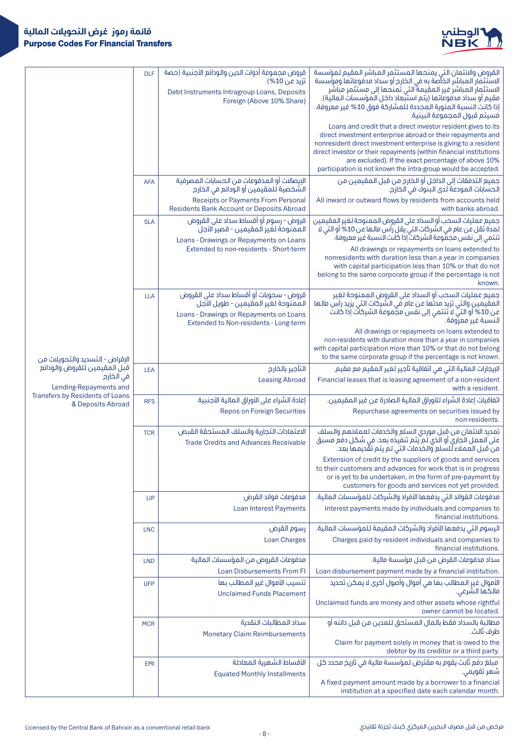# قائمة رموز غرض التحويلات المالية
# Purpose Codes For Financial Transfers

| Category | Code | Purpose | Description |
|---|---|---|---|
| الإقراض - التسديد والتحويلات من قبل المقيمين للقروض والودائع في الخارج<br>Lending-Repayments and Transfers by Residents of Loans & Deposits Abroad | DLF | قروض مجموعة أدوات الدين والودائع الأجنبية (حصة تزيد عن 10%)<br>Debt Instruments Intragroup Loans, Deposits Foreign (Above 10% Share) | القروض والائتمان التي يمنحها المستثمر المباشر المقيم لمؤسسة الاستثمار المباشر الخاصة به في الخارج أو سداد مدفوعاتها ومؤسسة الاستثمار المباشر غير المقيمة التي تمنحها إلى مستثمر مباشر مقيم أو سداد مدفوعاتها (يتم استبعاد داخل المؤسسات المالية). إذا كانت النسبة المئوية المحددة للمشاركة فوق 10% غير معروفة، فسيتم قبول المجموعة البينية.<br>Loans and credit that a direct investor resident gives to its direct investment enterprise abroad or their repayments and nonresident direct investment enterprise is giving to a resident direct investor or their repayments (within financial institutions are excluded). If the exact percentage of above 10% participation is not known the intra-group would be accepted. |
| | AFA | الإيصالات أو المدفوعات من الحسابات المصرفية الشخصية للمقيمين أو الودائع في الخارج<br>Receipts or Payments From Personal Residents Bank Account or Deposits Abroad | جميع التدفقات إلى الداخل أو الخارج من قبل المقيمين من الحسابات المودعة لدى البنوك في الخارج.<br>All inward or outward flows by residents from accounts held with banks abroad. |
| | SLA | قروض - رسوم أو أقساط سداد على القروض الممنوحة لغير المقيمين - قصير الأجل<br>Loans - Drawings or Repayments on Loans Extended to non-residents - Short-term | جميع عمليات السحب أو السداد على القروض الممنوحة لغير المقيمين لمدة تقل عن عام في الشركات التي يقل رأس مالها عن 10% أو التي لا تنتمي إلى نفس مجموعة الشركات إذا كانت النسبة غير معروفة.<br>All drawings or repayments on loans extended to nonresidents with duration less than a year in companies with capital participation less than 10% or that do not belong to the same corporate group if the percentage is not known. |
| | LLA | قروض - سحوبات أو أقساط سداد على القروض الممنوحة لغير المقيمين - طويل الأجل<br>Loans - Drawings or Repayments on Loans Extended to Non-residents - Long-term | جميع عمليات السحب أو السداد على القروض الممنوحة لغير المقيمين والتي تزيد مدتها عن عام في الشركات التي يزيد رأس مالها عن 10% أو التي لا تنتمي إلى نفس مجموعة الشركات إذا كانت النسبة غير معروفة.<br>All drawings or repayments on loans extended to non-residents with duration more than a year in companies with capital participation more than 10% or that do not belong to the same corporate group if the percentage is not known. |
| | LEA | التأجير بالخارج<br>Leasing Abroad | الإيجارات المالية التي هي اتفاقية تأجير لغير المقيم مع مقيم.<br>Financial leases that is leasing agreement of a non-resident with a resident. |
| | RFS | إعادة الشراء على الأوراق المالية الأجنبية<br>Repos on Foreign Securities | اتفاقيات إعادة الشراء للأوراق المالية الصادرة عن غير المقيمين.<br>Repurchase agreements on securities issued by non-residents. |
| | TCR | الاعتمادات التجارية والسلف المستحقة القبض<br>Trade Credits and Advances Receivable | تمديد الائتمان من قبل موردي السلع والخدمات لعملائهم والسلف على العمل الجاري أو الذي لم يتم تنفيذه بعد، في شكل دفع مسبق من قبل العملاء للسلع والخدمات التي لم يتم تقديمها بعد.<br>Extension of credit by the suppliers of goods and services to their customers and advances for work that is in progress or is yet to be undertaken, in the form of pre-payment by customers for goods and services not yet provided. |
| | LIP | مدفوعات فوائد القرض<br>Loan Interest Payments | مدفوعات الفوائد التي يدفعها الأفراد والشركات للمؤسسات المالية.<br>Interest payments made by individuals and companies to financial institutions. |
| | LNC | رسوم القرض<br>Loan Charges | الرسوم التي يدفعها الأفراد والشركات المقيمة للمؤسسات المالية.<br>Charges paid by resident individuals and companies to financial institutions. |
| | LND | مدفوعات القروض من المؤسسات المالية<br>Loan Disbursements From FI | سداد مدفوعات القرض من قبل مؤسسة مالية.<br>Loan disbursement payment made by a financial institution. |
| | UFP | تسييب الأموال غير المطالب بها<br>Unclaimed Funds Placement | الأموال غير المطالب بها هي أموال وأصول أخرى لا يمكن تحديد مالكها الشرعي.<br>Unclaimed funds are money and other assets whose rightful owner cannot be located. |
| | MCR | سداد المطالبات النقدية<br>Monetary Claim Reimbursements | مطالبة بالسداد فقط بالمال المستحق للمدين من قبل دائنه أو طرف ثالث.<br>Claim for payment solely in money that is owed to the debtor by its creditor or a third party. |
| | EMI | الأقساط الشهرية المعادلة<br>Equated Monthly Installments | مبلغ دفع ثابت يقوم به مقترض لمؤسسة مالية في تاريخ محدد كل شهر تقويمي.<br>A fixed payment amount made by a borrower to a financial institution at a specified date each calendar month. |

Licensed by the Central Bank of Bahrain as a conventional retail bank

مرخص من قبل مصرف البحرين المركزي كبنك تجزئة تقليدي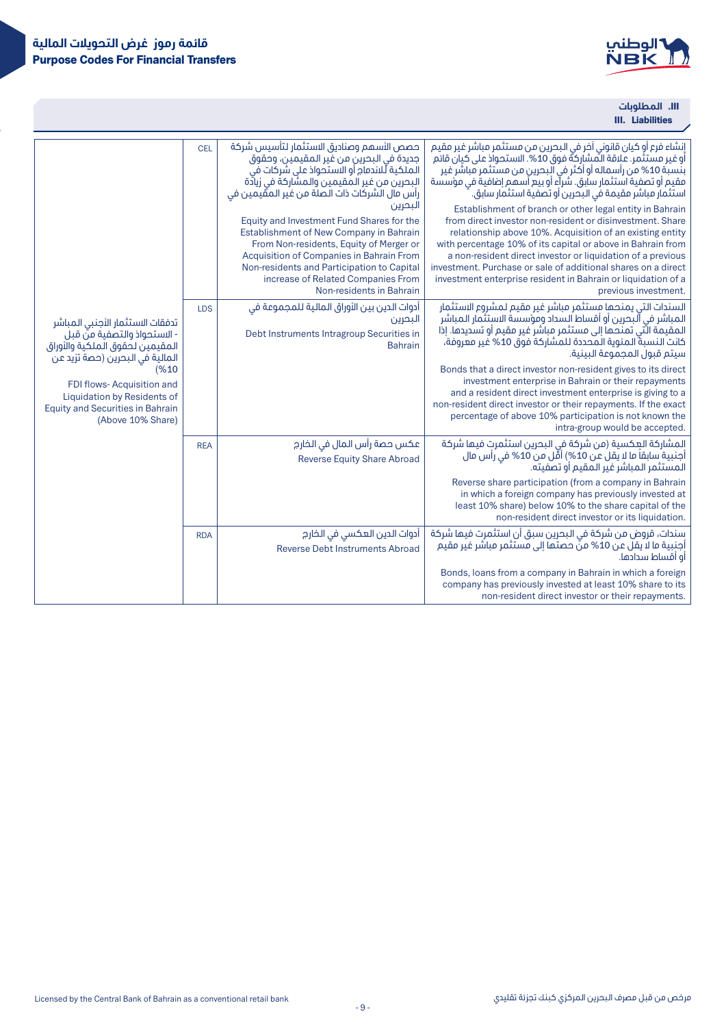## III. المطلوبات
## III. Liabilities

| | | | |
|---|---|---|---|
| تدفقات الاستثمار الأجنبي المباشر - الاستحواذ والتصفية من قبل المقيمين لحقوق الملكية والأوراق المالية في البحرين (حصة تزيد عن 10%)<br><br>FDI flows- Acquisition and Liquidation by Residents of Equity and Securities in Bahrain (Above 10% Share) | CEL | حصص الأسهم وصناديق الاستثمار لتأسيس شركة جديدة في البحرين من غير المقيمين، وحقوق الملكية للاندماج أو الاستحواذ على شركات في البحرين من غير المقيمين والمشاركة في زيادة رأس مال الشركات ذات الصلة من غير المقيمين في البحرين<br><br>Equity and Investment Fund Shares for the Establishment of New Company in Bahrain From Non-residents, Equity of Merger or Acquisition of Companies in Bahrain From Non-residents and Participation to Capital increase of Related Companies From Non-residents in Bahrain | إنشاء فرع أو كيان قانوني آخر في البحرين من مستثمر مباشر غير مقيم أو غير مستثمر. علاقة المشاركة فوق 10%. الاستحواذ على كيان قائم بنسبة 10% من رأسماله أو أكثر في البحرين من مستثمر مباشر غير مقيم أو تصفية استثمار سابق. شراء أو بيع أسهم إضافية في مؤسسة استثمار مباشر مقيمة في البحرين أو تصفية استثمار سابق.<br><br>Establishment of branch or other legal entity in Bahrain from direct investor non-resident or disinvestment. Share relationship above 10%. Acquisition of an existing entity with percentage 10% of its capital or above in Bahrain from a non-resident direct investor or liquidation of a previous investment. Purchase or sale of additional shares on a direct investment enterprise resident in Bahrain or liquidation of a previous investment. |
| | LDS | أدوات الدين بين الأوراق المالية للمجموعة في البحرين<br><br>Debt Instruments Intragroup Securities in Bahrain | السندات التي يمنحها مستثمر مباشر غير مقيم لمشروع الاستثمار المباشر في البحرين أو أقساط السداد ومؤسسة الاستثمار المباشر المقيمة التي تمنحها إلى مستثمر مباشر غير مقيم أو تسديدها. إذا كانت النسبة المئوية المحددة للمشاركة فوق 10% غير معروفة، سيتم قبول المجموعة البينية.<br><br>Bonds that a direct investor non-resident gives to its direct investment enterprise in Bahrain or their repayments and a resident direct investment enterprise is giving to a non-resident direct investor or their repayments. If the exact percentage of above 10% participation is not known the intra-group would be accepted. |
| | REA | عكس حصة رأس المال في الخارج<br><br>Reverse Equity Share Abroad | المشاركة العكسية (من شركة في البحرين استثمرت فيها شركة أجنبية سابقاً ما لا يقل عن 10%) أقل من 10% في رأس مال المستثمر المباشر غير المقيم أو تصفيته.<br><br>Reverse share participation (from a company in Bahrain in which a foreign company has previously invested at least 10% share) below 10% to the share capital of the non-resident direct investor or its liquidation. |
| | RDA | أدوات الدين العكسي في الخارج<br><br>Reverse Debt Instruments Abroad | سندات، قروض من شركة في البحرين سبق أن استثمرت فيها شركة أجنبية ما لا يقل عن 10% من حصتها إلى مستثمر مباشر غير مقيم أو أقساط سدادها.<br><br>Bonds, loans from a company in Bahrain in which a foreign company has previously invested at least 10% share to its non-resident direct investor or their repayments. |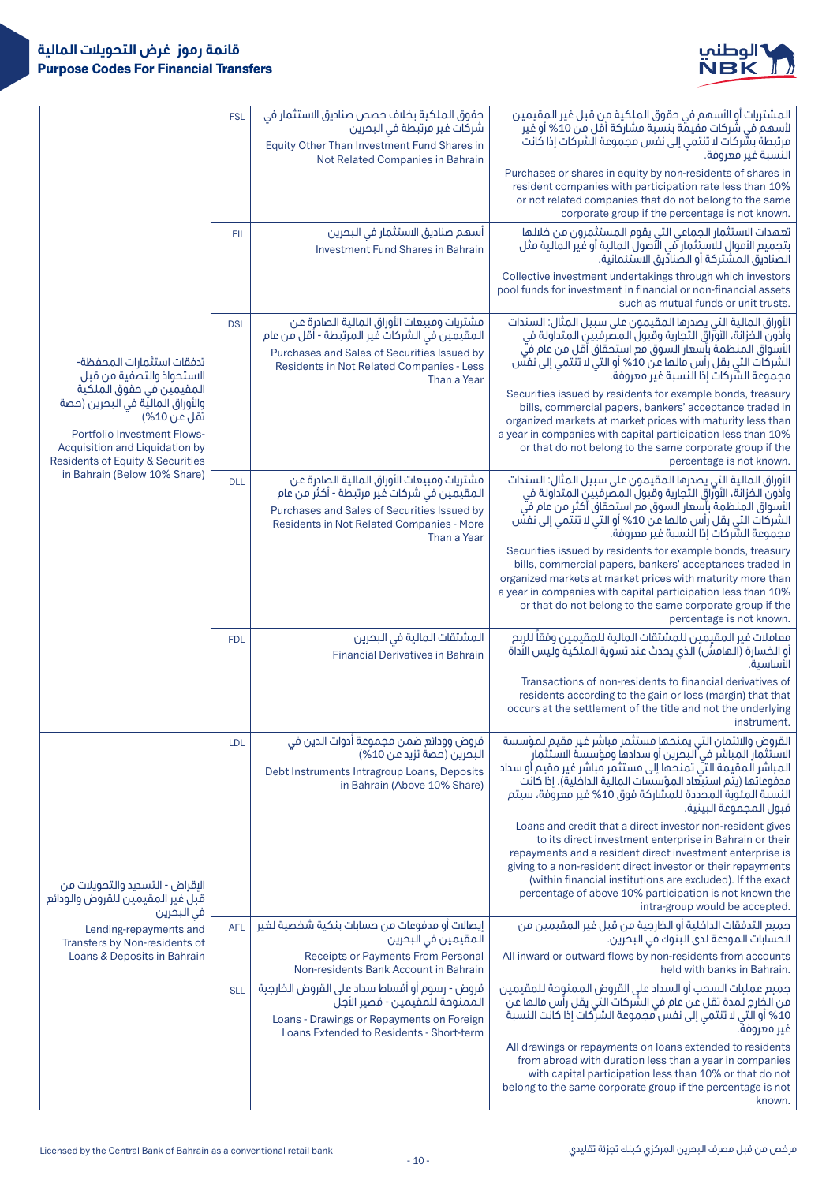# قائمة رموز غرض التحويلات المالية
# Purpose Codes For Financial Transfers

| | | | |
|---|---|---|---|
| تدفقات استثمارات المحفظة-الاستحواذ والتصفية من قبل المقيمين في حقوق الملكية والأوراق المالية في البحرين (حصة تقل عن 10%)<br><br>Portfolio Investment Flows-Acquisition and Liquidation by Residents of Equity & Securities in Bahrain (Below 10% Share) | FSL | حقوق الملكية بخلاف حصص صناديق الاستثمار في شركات غير مرتبطة في البحرين<br><br>Equity Other Than Investment Fund Shares in Not Related Companies in Bahrain | المشتريات أو الأسهم في حقوق الملكية من قبل غير المقيمين لأسهم في شركات مقيمة بنسبة مشاركة أقل من 10% أو غير مرتبطة بشركات لا تنتمي إلى نفس مجموعة الشركات إذا كانت النسبة غير معروفة.<br><br>Purchases or shares in equity by non-residents of shares in resident companies with participation rate less than 10% or not related companies that do not belong to the same corporate group if the percentage is not known. |
| | FIL | أسهم صناديق الاستثمار في البحرين<br><br>Investment Fund Shares in Bahrain | تعهدات الاستثمار الجماعي التي يقوم المستثمرون من خلالها بتجميع الأموال للاستثمار في الأصول المالية أو غير المالية مثل الصناديق المشتركة أو الصناديق الاستئمانية.<br><br>Collective investment undertakings through which investors pool funds for investment in financial or non-financial assets such as mutual funds or unit trusts. |
| | DSL | مشتريات ومبيعات الأوراق المالية الصادرة عن المقيمين في الشركات غير المرتبطة - أقل من عام<br><br>Purchases and Sales of Securities Issued by Residents in Not Related Companies - Less Than a Year | الأوراق المالية التي يصدرها المقيمون على سبيل المثال: السندات وأذون الخزانة، الأوراق التجارية وقبول المصرفيين المتداولة في الأسواق المنظمة بأسعار السوق مع استحقاق أقل من عام في الشركات التي يقل رأس مالها عن 10% أو التي لا تنتمي إلى نفس مجموعة الشركات إذا النسبة غير معروفة.<br><br>Securities issued by residents for example bonds, treasury bills, commercial papers, bankers' acceptance traded in organized markets at market prices with maturity less than a year in companies with capital participation less than 10% or that do not belong to the same corporate group if the percentage is not known. |
| | DLL | مشتريات ومبيعات الأوراق المالية الصادرة عن المقيمين في شركات غير مرتبطة - أكثر من عام<br><br>Purchases and Sales of Securities Issued by Residents in Not Related Companies - More Than a Year | الأوراق المالية التي يصدرها المقيمون على سبيل المثال: السندات وأذون الخزانة، الأوراق التجارية وقبول المصرفيين المتداولة في الأسواق المنظمة بأسعار السوق مع استحقاق أكثر من عام في الشركات التي يقل رأس مالها عن 10% أو التي لا تنتمي إلى نفس مجموعة الشركات إذا النسبة غير معروفة.<br><br>Securities issued by residents for example bonds, treasury bills, commercial papers, bankers' acceptances traded in organized markets at market prices with maturity more than a year in companies with capital participation less than 10% or that do not belong to the same corporate group if the percentage is not known. |
| | FDL | المشتقات المالية في البحرين<br><br>Financial Derivatives in Bahrain | معاملات غير المقيمين للمشتقات المالية للمقيمين وفقًا للربح أو الخسارة (الهامش) الذي يحدث عند تسوية الملكية وليس الأداة الأساسية.<br><br>Transactions of non-residents to financial derivatives of residents according to the gain or loss (margin) that that occurs at the settlement of the title and not the underlying instrument. |
| الإقراض - التسديد والتحويلات من قبل غير المقيمين للقروض والودائع في البحرين<br><br>Lending-repayments and Transfers by Non-residents of Loans & Deposits in Bahrain | LDL | قروض وودائع ضمن مجموعة أدوات الدين في البحرين (حصة تزيد عن 10%)<br><br>Debt Instruments Intragroup Loans, Deposits in Bahrain (Above 10% Share) | القروض والائتمان التي يمنحها مستثمر مباشر غير مقيم لمؤسسة الاستثمار المباشر في البحرين أو سدادها ومؤسسة الاستثمار المباشر المقيمة التي تمنحها إلى مستثمر مباشر غير مقيم أو سداد مدفوعاتها (يتم استبعاد المؤسسات المالية الداخلية). إذا كانت النسبة المئوية المحددة للمشاركة فوق 10% غير معروفة، سيتم قبول المجموعة البينية.<br><br>Loans and credit that a direct investor non-resident gives to its direct investment enterprise in Bahrain or their repayments and a resident direct investment enterprise is giving to a non-resident direct investor or their repayments (within financial institutions are excluded). If the exact percentage of above 10% participation is not known the intra-group would be accepted. |
| | AFL | إيصالات أو مدفوعات من حسابات بنكية شخصية لغير المقيمين في البحرين<br><br>Receipts or Payments From Personal Non-residents Bank Account in Bahrain | جميع التدفقات الداخلية أو الخارجية من قبل غير المقيمين من الحسابات المودعة لدى البنوك في البحرين.<br><br>All inward or outward flows by non-residents from accounts held with banks in Bahrain. |
| | SLL | قروض - رسوم أو أقساط سداد على القروض الخارجية الممنوحة للمقيمين - قصير الأجل<br><br>Loans - Drawings or Repayments on Foreign Loans Extended to Residents - Short-term | جميع عمليات السحب أو السداد على القروض الممنوحة للمقيمين من الخارج لمدة تقل عن عام في الشركات التي يقل رأس مالها عن 10% أو التي لا تنتمي إلى نفس مجموعة الشركات إذا كانت النسبة غير معروفة.<br><br>All drawings or repayments on loans extended to residents from abroad with duration less than a year in companies with capital participation less than 10% or that do not belong to the same corporate group if the percentage is not known. |

Licensed by the Central Bank of Bahrain as a conventional retail bank

مرخص من قبل مصرف البحرين المركزي كبنك تجزئة تقليدي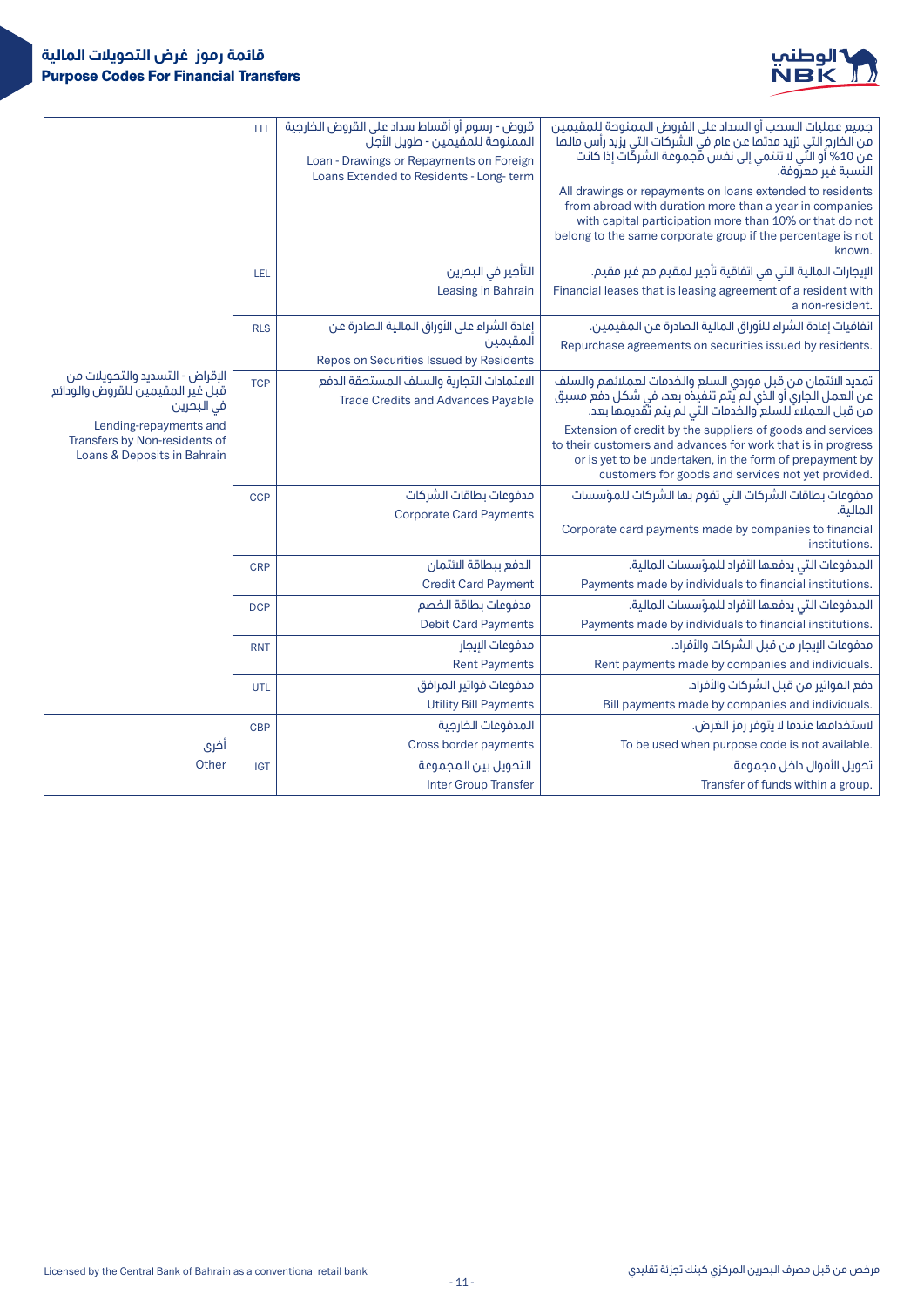| | | | |
|---|---|---|---|
| الإقراض - التسديد والتحويلات من قبل غير المقيمين للقروض والودائع في البحرين<br>Lending-repayments and Transfers by Non-residents of Loans & Deposits in Bahrain | LLL | قروض - رسوم أو أقساط سداد على القروض الخارجية الممنوحة للمقيمين - طويل الأجل<br>Loan - Drawings or Repayments on Foreign Loans Extended to Residents - Long- term | جميع عمليات السحب أو السداد على القروض الممنوحة للمقيمين من الخارج التي تزيد مدتها عن عام في الشركات التي يزيد رأس مالها عن 10% أو التي لا تنتمي إلى نفس مجموعة الشركات إذا كانت النسبة غير معروفة.<br>All drawings or repayments on loans extended to residents from abroad with duration more than a year in companies with capital participation more than 10% or that do not belong to the same corporate group if the percentage is not known. |
| | LEL | التأجير في البحرين<br>Leasing in Bahrain | الإيجارات المالية التي هي اتفاقية تأجير لمقيم مع غير مقيم.<br>Financial leases that is leasing agreement of a resident with a non-resident. |
| | RLS | إعادة الشراء على الأوراق المالية الصادرة عن المقيمين<br>Repos on Securities Issued by Residents | اتفاقيات إعادة الشراء للأوراق المالية الصادرة عن المقيمين.<br>Repurchase agreements on securities issued by residents. |
| | TCP | الاعتمادات التجارية والسلف المستحقة الدفع<br>Trade Credits and Advances Payable | تمديد الائتمان من قبل موردي السلع والخدمات لعملائهم والسلف عن العمل الجاري أو الذي لم يتم تنفيذه بعد، في شكل دفع مسبق من قبل العملاء للسلع والخدمات التي لم يتم تقديمها بعد.<br>Extension of credit by the suppliers of goods and services to their customers and advances for work that is in progress or is yet to be undertaken, in the form of prepayment by customers for goods and services not yet provided. |
| | CCP | مدفوعات بطاقات الشركات<br>Corporate Card Payments | مدفوعات بطاقات الشركات التي تقوم بها الشركات للمؤسسات المالية.<br>Corporate card payments made by companies to financial institutions. |
| | CRP | الدفع ببطاقة الائتمان<br>Credit Card Payment | المدفوعات التي يدفعها الأفراد للمؤسسات المالية.<br>Payments made by individuals to financial institutions. |
| | DCP | مدفوعات بطاقة الخصم<br>Debit Card Payments | المدفوعات التي يدفعها الأفراد للمؤسسات المالية.<br>Payments made by individuals to financial institutions. |
| | RNT | مدفوعات الإيجار<br>Rent Payments | مدفوعات الإيجار من قبل الشركات والأفراد.<br>Rent payments made by companies and individuals. |
| | UTL | مدفوعات فواتير المرافق<br>Utility Bill Payments | دفع الفواتير من قبل الشركات والأفراد.<br>Bill payments made by companies and individuals. |
| أخرى<br>Other | CBP | المدفوعات الخارجية<br>Cross border payments | لاستخدامها عندما لا يتوفر رمز الغرض.<br>To be used when purpose code is not available. |
| | IGT | التحويل بين المجموعة<br>Inter Group Transfer | تحويل الأموال داخل مجموعة.<br>Transfer of funds within a group. |

Licensed by the Central Bank of Bahrain as a conventional retail bank

مرخص من قبل مصرف البحرين المركزي كبنك تجزئة تقليدي